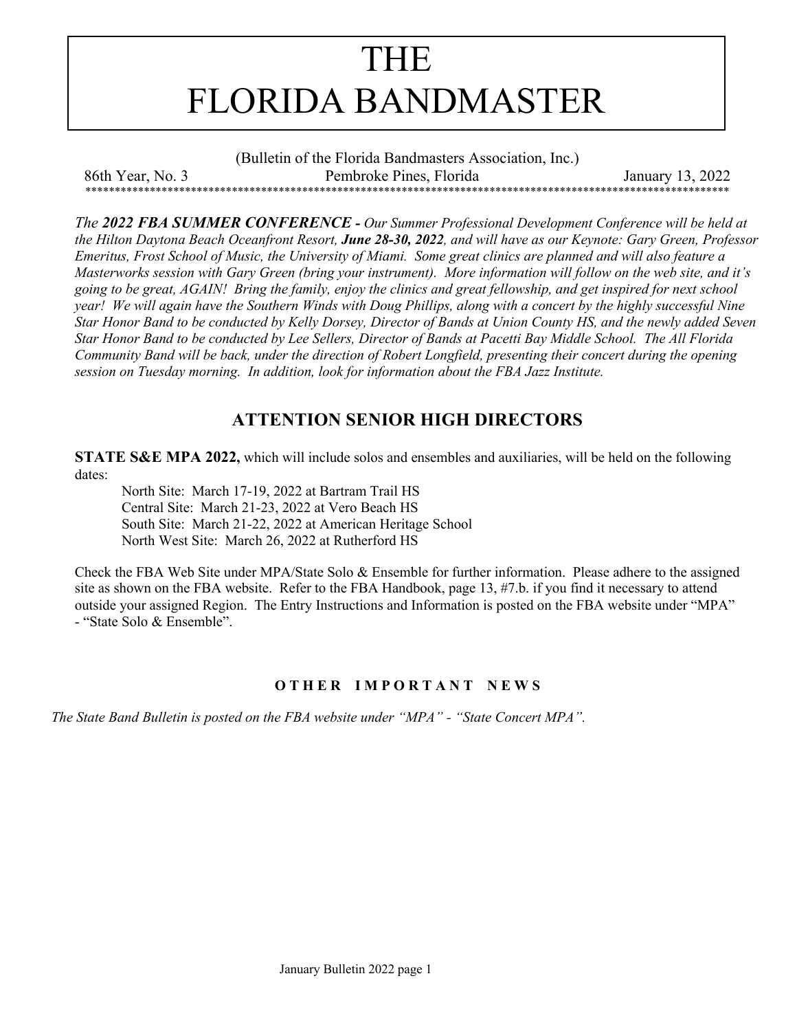# THE FLORIDA BANDMASTER

(Bulletin of the Florida Bandmasters Association, Inc.)

86th Year, No. 3 Pembroke Pines, Florida January 13, 2022

*The **2022 FBA SUMMER CONFERENCE -** Our Summer Professional Development Conference will be held at the Hilton Daytona Beach Oceanfront Resort, **June 28-30, 2022**, and will have as our Keynote: Gary Green, Professor Emeritus, Frost School of Music, the University of Miami. Some great clinics are planned and will also feature a Masterworks session with Gary Green (bring your instrument). More information will follow on the web site, and it's going to be great, AGAIN! Bring the family, enjoy the clinics and great fellowship, and get inspired for next school year! We will again have the Southern Winds with Doug Phillips, along with a concert by the highly successful Nine Star Honor Band to be conducted by Kelly Dorsey, Director of Bands at Union County HS, and the newly added Seven Star Honor Band to be conducted by Lee Sellers, Director of Bands at Pacetti Bay Middle School. The All Florida Community Band will be back, under the direction of Robert Longfield, presenting their concert during the opening session on Tuesday morning. In addition, look for information about the FBA Jazz Institute.*

## ATTENTION SENIOR HIGH DIRECTORS

**STATE S&E MPA 2022,** which will include solos and ensembles and auxiliaries, will be held on the following dates:

- North Site: March 17-19, 2022 at Bartram Trail HS
- Central Site: March 21-23, 2022 at Vero Beach HS
- South Site: March 21-22, 2022 at American Heritage School
- North West Site: March 26, 2022 at Rutherford HS

Check the FBA Web Site under MPA/State Solo & Ensemble for further information. Please adhere to the assigned site as shown on the FBA website. Refer to the FBA Handbook, page 13, #7.b. if you find it necessary to attend outside your assigned Region. The Entry Instructions and Information is posted on the FBA website under "MPA" - "State Solo & Ensemble".

### OTHER IMPORTANT NEWS

*The State Band Bulletin is posted on the FBA website under "MPA" - "State Concert MPA".*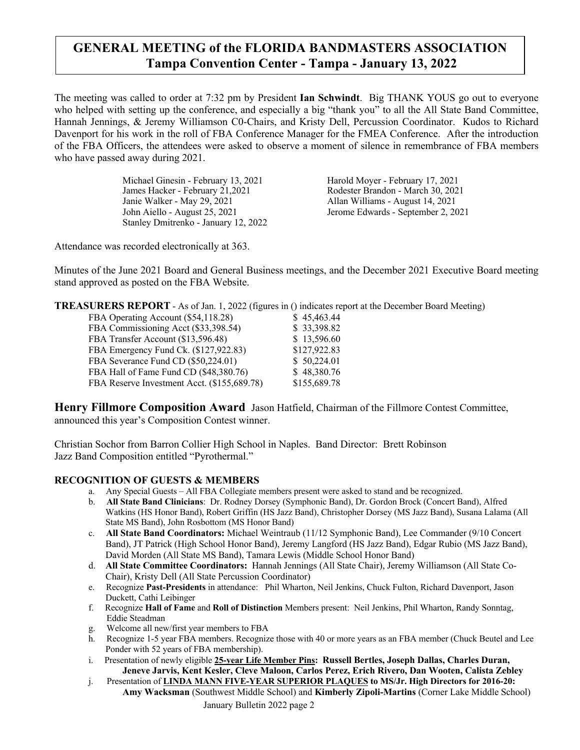# GENERAL MEETING of the FLORIDA BANDMASTERS ASSOCIATION
## Tampa Convention Center - Tampa - January 13, 2022

The meeting was called to order at 7:32 pm by President **Ian Schwindt**. Big THANK YOUS go out to everyone who helped with setting up the conference, and especially a big "thank you" to all the All State Band Committee, Hannah Jennings, & Jeremy Williamson C0-Chairs, and Kristy Dell, Percussion Coordinator. Kudos to Richard Davenport for his work in the roll of FBA Conference Manager for the FMEA Conference. After the introduction of the FBA Officers, the attendees were asked to observe a moment of silence in remembrance of FBA members who have passed away during 2021.

| | |
|---|---|
| Michael Ginesin - February 13, 2021 | Harold Moyer - February 17, 2021 |
| James Hacker - February 21,2021 | Rodester Brandon - March 30, 2021 |
| Janie Walker - May 29, 2021 | Allan Williams - August 14, 2021 |
| John Aiello - August 25, 2021 | Jerome Edwards - September 2, 2021 |
| Stanley Dmitrenko - January 12, 2022 | |

Attendance was recorded electronically at 363.

Minutes of the June 2021 Board and General Business meetings, and the December 2021 Executive Board meeting stand approved as posted on the FBA Website.

**TREASURERS REPORT** - As of Jan. 1, 2022 (figures in () indicates report at the December Board Meeting)

| | |
|---|---|
| FBA Operating Account ($54,118.28) | $ 45,463.44 |
| FBA Commissioning Acct ($33,398.54) | $ 33,398.82 |
| FBA Transfer Account ($13,596.48) | $ 13,596.60 |
| FBA Emergency Fund Ck. ($127,922.83) | $127,922.83 |
| FBA Severance Fund CD ($50,224.01) | $ 50,224.01 |
| FBA Hall of Fame Fund CD ($48,380.76) | $ 48,380.76 |
| FBA Reserve Investment Acct. ($155,689.78) | $155,689.78 |

**Henry Fillmore Composition Award** Jason Hatfield, Chairman of the Fillmore Contest Committee, announced this year's Composition Contest winner.

Christian Sochor from Barron Collier High School in Naples. Band Director: Brett Robinson
Jazz Band Composition entitled "Pyrothermal."

### RECOGNITION OF GUESTS & MEMBERS

a. Any Special Guests – All FBA Collegiate members present were asked to stand and be recognized.
b. **All State Band Clinicians**: Dr. Rodney Dorsey (Symphonic Band), Dr. Gordon Brock (Concert Band), Alfred Watkins (HS Honor Band), Robert Griffin (HS Jazz Band), Christopher Dorsey (MS Jazz Band), Susana Lalama (All State MS Band), John Rosbottom (MS Honor Band)
c. **All State Band Coordinators:** Michael Weintraub (11/12 Symphonic Band), Lee Commander (9/10 Concert Band), JT Patrick (High School Honor Band), Jeremy Langford (HS Jazz Band), Edgar Rubio (MS Jazz Band), David Morden (All State MS Band), Tamara Lewis (Middle School Honor Band)
d. **All State Committee Coordinators:** Hannah Jennings (All State Chair), Jeremy Williamson (All State Co-Chair), Kristy Dell (All State Percussion Coordinator)
e. Recognize **Past-Presidents** in attendance: Phil Wharton, Neil Jenkins, Chuck Fulton, Richard Davenport, Jason Duckett, Cathi Leibinger
f. Recognize **Hall of Fame** and **Roll of Distinction** Members present: Neil Jenkins, Phil Wharton, Randy Sonntag, Eddie Steadman
g. Welcome all new/first year members to FBA
h. Recognize 1-5 year FBA members. Recognize those with 40 or more years as an FBA member (Chuck Beutel and Lee Ponder with 52 years of FBA membership).
i. Presentation of newly eligible **25-year Life Member Pins: Russell Bertles, Joseph Dallas, Charles Duran, Jeneve Jarvis, Kent Kesler, Cleve Maloon, Carlos Perez, Erich Rivero, Dan Wooten, Calista Zebley**
j. Presentation of **LINDA MANN FIVE-YEAR SUPERIOR PLAQUES to MS/Jr. High Directors for 2016-20:** **Amy Wacksman** (Southwest Middle School) and **Kimberly Zipoli-Martins** (Corner Lake Middle School)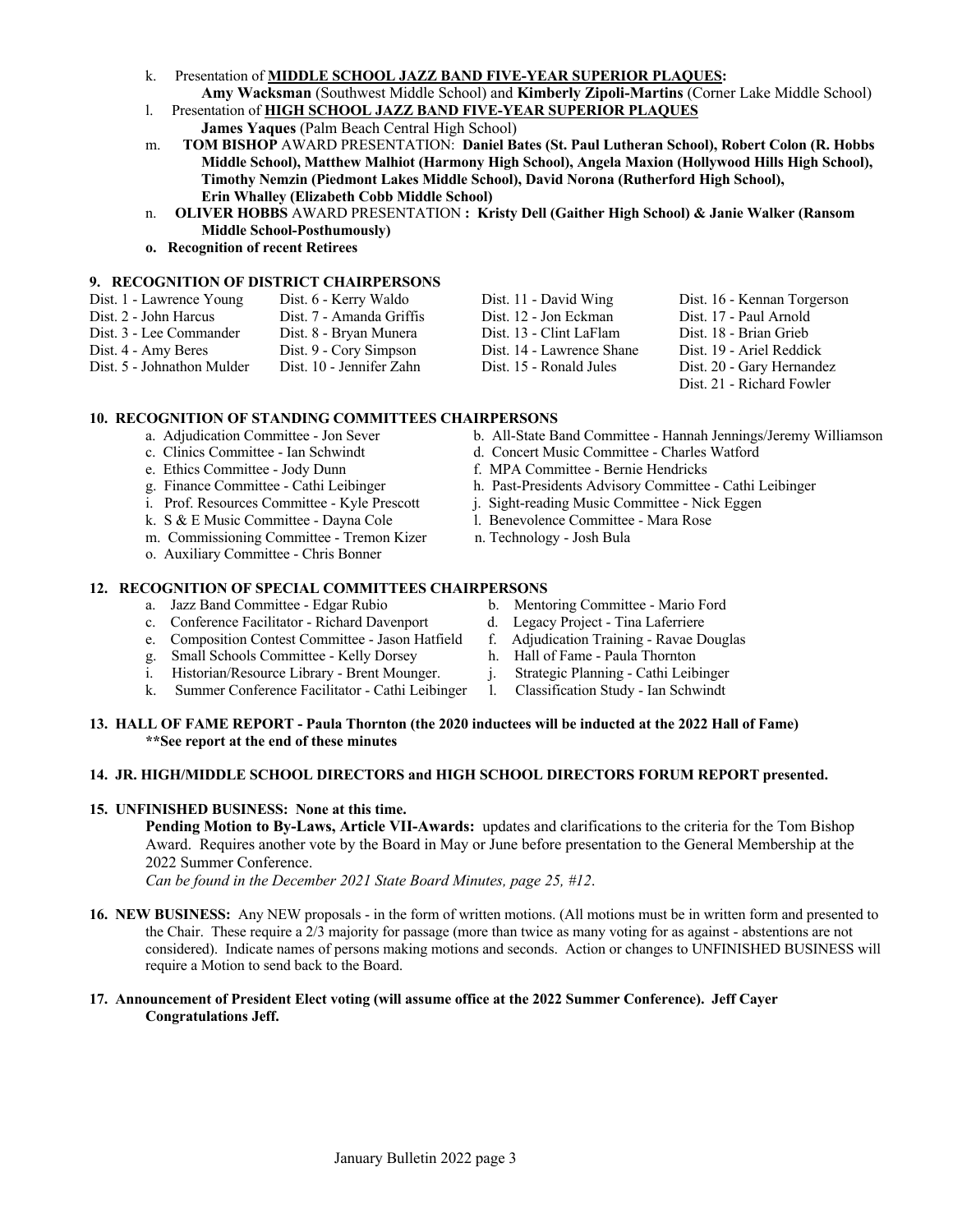k. Presentation of **MIDDLE SCHOOL JAZZ BAND FIVE-YEAR SUPERIOR PLAQUES:**
**Amy Wacksman** (Southwest Middle School) and **Kimberly Zipoli-Martins** (Corner Lake Middle School)

l. Presentation of **HIGH SCHOOL JAZZ BAND FIVE-YEAR SUPERIOR PLAQUES**
**James Yaques** (Palm Beach Central High School)

m. **TOM BISHOP** AWARD PRESENTATION: **Daniel Bates (St. Paul Lutheran School), Robert Colon (R. Hobbs Middle School), Matthew Malhiot (Harmony High School), Angela Maxion (Hollywood Hills High School), Timothy Nemzin (Piedmont Lakes Middle School), David Norona (Rutherford High School), Erin Whalley (Elizabeth Cobb Middle School)**

n. **OLIVER HOBBS** AWARD PRESENTATION **: Kristy Dell (Gaither High School) & Janie Walker (Ransom Middle School-Posthumously)**

**o. Recognition of recent Retirees**

### 9. RECOGNITION OF DISTRICT CHAIRPERSONS

Dist. 1 - Lawrence Young
Dist. 2 - John Harcus
Dist. 3 - Lee Commander
Dist. 4 - Amy Beres
Dist. 5 - Johnathon Mulder
Dist. 6 - Kerry Waldo
Dist. 7 - Amanda Griffis
Dist. 8 - Bryan Munera
Dist. 9 - Cory Simpson
Dist. 10 - Jennifer Zahn
Dist. 11 - David Wing
Dist. 12 - Jon Eckman
Dist. 13 - Clint LaFlam
Dist. 14 - Lawrence Shane
Dist. 15 - Ronald Jules
Dist. 16 - Kennan Torgerson
Dist. 17 - Paul Arnold
Dist. 18 - Brian Grieb
Dist. 19 - Ariel Reddick
Dist. 20 - Gary Hernandez
Dist. 21 - Richard Fowler

### 10. RECOGNITION OF STANDING COMMITTEES CHAIRPERSONS

a. Adjudication Committee - Jon Sever
b. All-State Band Committee - Hannah Jennings/Jeremy Williamson
c. Clinics Committee - Ian Schwindt
d. Concert Music Committee - Charles Watford
e. Ethics Committee - Jody Dunn
f. MPA Committee - Bernie Hendricks
g. Finance Committee - Cathi Leibinger
h. Past-Presidents Advisory Committee - Cathi Leibinger
i. Prof. Resources Committee - Kyle Prescott
j. Sight-reading Music Committee - Nick Eggen
k. S & E Music Committee - Dayna Cole
l. Benevolence Committee - Mara Rose
m. Commissioning Committee - Tremon Kizer
n. Technology - Josh Bula
o. Auxiliary Committee - Chris Bonner

### 12. RECOGNITION OF SPECIAL COMMITTEES CHAIRPERSONS

a. Jazz Band Committee - Edgar Rubio
b. Mentoring Committee - Mario Ford
c. Conference Facilitator - Richard Davenport
d. Legacy Project - Tina Laferriere
e. Composition Contest Committee - Jason Hatfield
f. Adjudication Training - Ravae Douglas
g. Small Schools Committee - Kelly Dorsey
h. Hall of Fame - Paula Thornton
i. Historian/Resource Library - Brent Mounger.
j. Strategic Planning - Cathi Leibinger
k. Summer Conference Facilitator - Cathi Leibinger
l. Classification Study - Ian Schwindt

### 13. HALL OF FAME REPORT - Paula Thornton (the 2020 inductees will be inducted at the 2022 Hall of Fame)

**\*\*See report at the end of these minutes**

### 14. JR. HIGH/MIDDLE SCHOOL DIRECTORS and HIGH SCHOOL DIRECTORS FORUM REPORT presented.

### 15. UNFINISHED BUSINESS: None at this time.

**Pending Motion to By-Laws, Article VII-Awards:** updates and clarifications to the criteria for the Tom Bishop Award. Requires another vote by the Board in May or June before presentation to the General Membership at the 2022 Summer Conference.

*Can be found in the December 2021 State Board Minutes, page 25, #12.*

**16. NEW BUSINESS:** Any NEW proposals - in the form of written motions. (All motions must be in written form and presented to the Chair. These require a 2/3 majority for passage (more than twice as many voting for as against - abstentions are not considered). Indicate names of persons making motions and seconds. Action or changes to UNFINISHED BUSINESS will require a Motion to send back to the Board.

**17. Announcement of President Elect voting (will assume office at the 2022 Summer Conference). Jeff Cayer Congratulations Jeff.**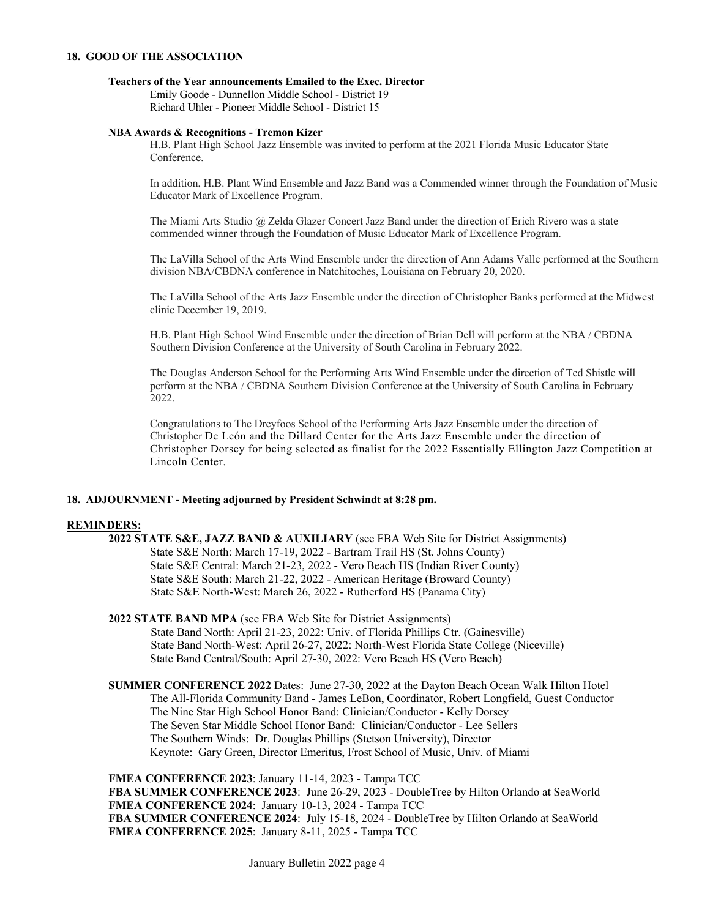## 18. GOOD OF THE ASSOCIATION

**Teachers of the Year announcements Emailed to the Exec. Director**

Emily Goode - Dunnellon Middle School - District 19
Richard Uhler - Pioneer Middle School - District 15

**NBA Awards & Recognitions - Tremon Kizer**

H.B. Plant High School Jazz Ensemble was invited to perform at the 2021 Florida Music Educator State Conference.

In addition, H.B. Plant Wind Ensemble and Jazz Band was a Commended winner through the Foundation of Music Educator Mark of Excellence Program.

The Miami Arts Studio @ Zelda Glazer Concert Jazz Band under the direction of Erich Rivero was a state commended winner through the Foundation of Music Educator Mark of Excellence Program.

The LaVilla School of the Arts Wind Ensemble under the direction of Ann Adams Valle performed at the Southern division NBA/CBDNA conference in Natchitoches, Louisiana on February 20, 2020.

The LaVilla School of the Arts Jazz Ensemble under the direction of Christopher Banks performed at the Midwest clinic December 19, 2019.

H.B. Plant High School Wind Ensemble under the direction of Brian Dell will perform at the NBA / CBDNA Southern Division Conference at the University of South Carolina in February 2022.

The Douglas Anderson School for the Performing Arts Wind Ensemble under the direction of Ted Shistle will perform at the NBA / CBDNA Southern Division Conference at the University of South Carolina in February 2022.

Congratulations to The Dreyfoos School of the Performing Arts Jazz Ensemble under the direction of Christopher De León and the Dillard Center for the Arts Jazz Ensemble under the direction of Christopher Dorsey for being selected as finalist for the 2022 Essentially Ellington Jazz Competition at Lincoln Center.

## 18. ADJOURNMENT - Meeting adjourned by President Schwindt at 8:28 pm.

## REMINDERS:

**2022 STATE S&E, JAZZ BAND & AUXILIARY** (see FBA Web Site for District Assignments)
State S&E North: March 17-19, 2022 - Bartram Trail HS (St. Johns County)
State S&E Central: March 21-23, 2022 - Vero Beach HS (Indian River County)
State S&E South: March 21-22, 2022 - American Heritage (Broward County)
State S&E North-West: March 26, 2022 - Rutherford HS (Panama City)

**2022 STATE BAND MPA** (see FBA Web Site for District Assignments)
State Band North: April 21-23, 2022: Univ. of Florida Phillips Ctr. (Gainesville)
State Band North-West: April 26-27, 2022: North-West Florida State College (Niceville)
State Band Central/South: April 27-30, 2022: Vero Beach HS (Vero Beach)

**SUMMER CONFERENCE 2022** Dates: June 27-30, 2022 at the Dayton Beach Ocean Walk Hilton Hotel
The All-Florida Community Band - James LeBon, Coordinator, Robert Longfield, Guest Conductor
The Nine Star High School Honor Band: Clinician/Conductor - Kelly Dorsey
The Seven Star Middle School Honor Band: Clinician/Conductor - Lee Sellers
The Southern Winds: Dr. Douglas Phillips (Stetson University), Director
Keynote: Gary Green, Director Emeritus, Frost School of Music, Univ. of Miami

**FMEA CONFERENCE 2023**: January 11-14, 2023 - Tampa TCC
**FBA SUMMER CONFERENCE 2023**: June 26-29, 2023 - DoubleTree by Hilton Orlando at SeaWorld
**FMEA CONFERENCE 2024**: January 10-13, 2024 - Tampa TCC
**FBA SUMMER CONFERENCE 2024**: July 15-18, 2024 - DoubleTree by Hilton Orlando at SeaWorld
**FMEA CONFERENCE 2025**: January 8-11, 2025 - Tampa TCC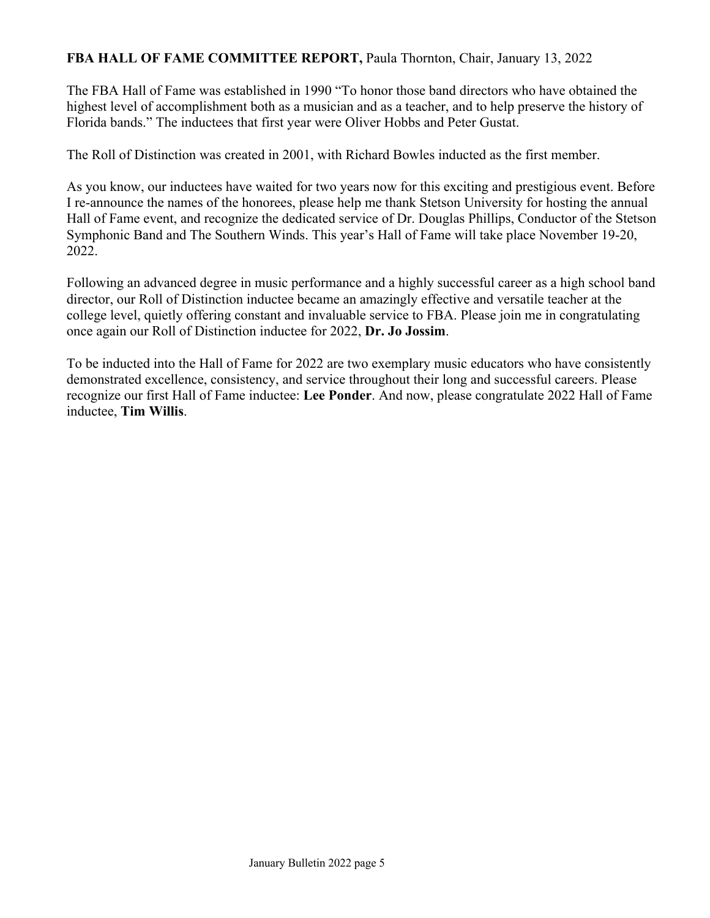**FBA HALL OF FAME COMMITTEE REPORT,** Paula Thornton, Chair, January 13, 2022

The FBA Hall of Fame was established in 1990 "To honor those band directors who have obtained the highest level of accomplishment both as a musician and as a teacher, and to help preserve the history of Florida bands." The inductees that first year were Oliver Hobbs and Peter Gustat.

The Roll of Distinction was created in 2001, with Richard Bowles inducted as the first member.

As you know, our inductees have waited for two years now for this exciting and prestigious event. Before I re-announce the names of the honorees, please help me thank Stetson University for hosting the annual Hall of Fame event, and recognize the dedicated service of Dr. Douglas Phillips, Conductor of the Stetson Symphonic Band and The Southern Winds. This year's Hall of Fame will take place November 19-20, 2022.

Following an advanced degree in music performance and a highly successful career as a high school band director, our Roll of Distinction inductee became an amazingly effective and versatile teacher at the college level, quietly offering constant and invaluable service to FBA. Please join me in congratulating once again our Roll of Distinction inductee for 2022, **Dr. Jo Jossim**.

To be inducted into the Hall of Fame for 2022 are two exemplary music educators who have consistently demonstrated excellence, consistency, and service throughout their long and successful careers. Please recognize our first Hall of Fame inductee: **Lee Ponder**. And now, please congratulate 2022 Hall of Fame inductee, **Tim Willis**.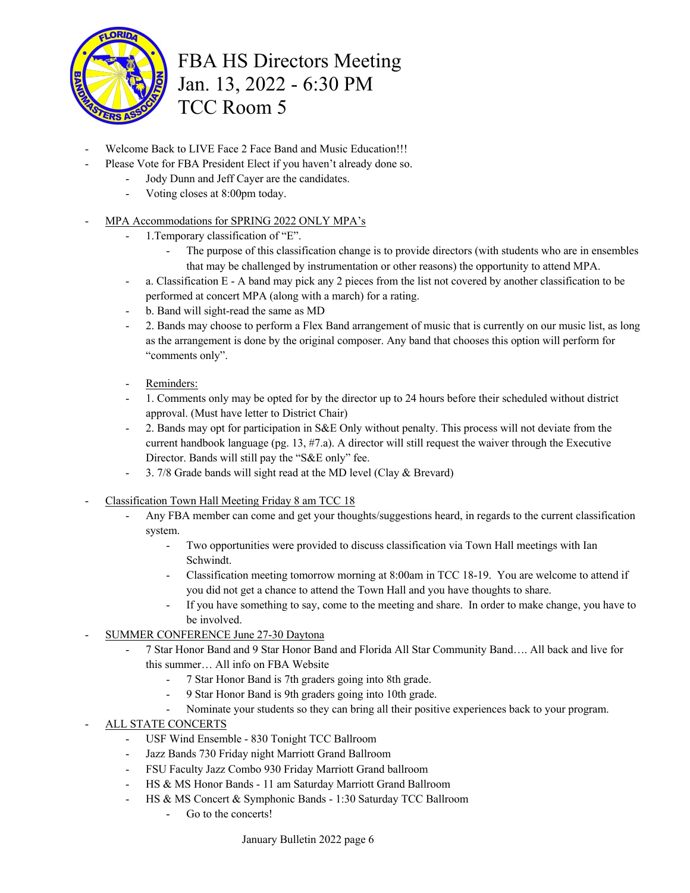# FBA HS Directors Meeting
# Jan. 13, 2022 - 6:30 PM
# TCC Room 5

- Welcome Back to LIVE Face 2 Face Band and Music Education!!!
- Please Vote for FBA President Elect if you haven't already done so.
  - Jody Dunn and Jeff Cayer are the candidates.
  - Voting closes at 8:00pm today.

- <u>MPA Accommodations for SPRING 2022 ONLY MPA's</u>
  - 1.Temporary classification of "E".
    - The purpose of this classification change is to provide directors (with students who are in ensembles that may be challenged by instrumentation or other reasons) the opportunity to attend MPA.
  - a. Classification E - A band may pick any 2 pieces from the list not covered by another classification to be performed at concert MPA (along with a march) for a rating.
  - b. Band will sight-read the same as MD
  - 2. Bands may choose to perform a Flex Band arrangement of music that is currently on our music list, as long as the arrangement is done by the original composer. Any band that chooses this option will perform for "comments only".

  - <u>Reminders:</u>
  - 1. Comments only may be opted for by the director up to 24 hours before their scheduled without district approval. (Must have letter to District Chair)
  - 2. Bands may opt for participation in S&E Only without penalty. This process will not deviate from the current handbook language (pg. 13, #7.a). A director will still request the waiver through the Executive Director. Bands will still pay the "S&E only" fee.
  - 3. 7/8 Grade bands will sight read at the MD level (Clay & Brevard)

- <u>Classification Town Hall Meeting Friday 8 am TCC 18</u>
  - Any FBA member can come and get your thoughts/suggestions heard, in regards to the current classification system.
    - Two opportunities were provided to discuss classification via Town Hall meetings with Ian Schwindt.
    - Classification meeting tomorrow morning at 8:00am in TCC 18-19. You are welcome to attend if you did not get a chance to attend the Town Hall and you have thoughts to share.
    - If you have something to say, come to the meeting and share. In order to make change, you have to be involved.
- <u>SUMMER CONFERENCE June 27-30 Daytona</u>
  - 7 Star Honor Band and 9 Star Honor Band and Florida All Star Community Band…. All back and live for this summer… All info on FBA Website
    - 7 Star Honor Band is 7th graders going into 8th grade.
    - 9 Star Honor Band is 9th graders going into 10th grade.
    - Nominate your students so they can bring all their positive experiences back to your program.
- <u>ALL STATE CONCERTS</u>
  - USF Wind Ensemble - 830 Tonight TCC Ballroom
  - Jazz Bands 730 Friday night Marriott Grand Ballroom
  - FSU Faculty Jazz Combo 930 Friday Marriott Grand ballroom
  - HS & MS Honor Bands - 11 am Saturday Marriott Grand Ballroom
  - HS & MS Concert & Symphonic Bands - 1:30 Saturday TCC Ballroom
    - Go to the concerts!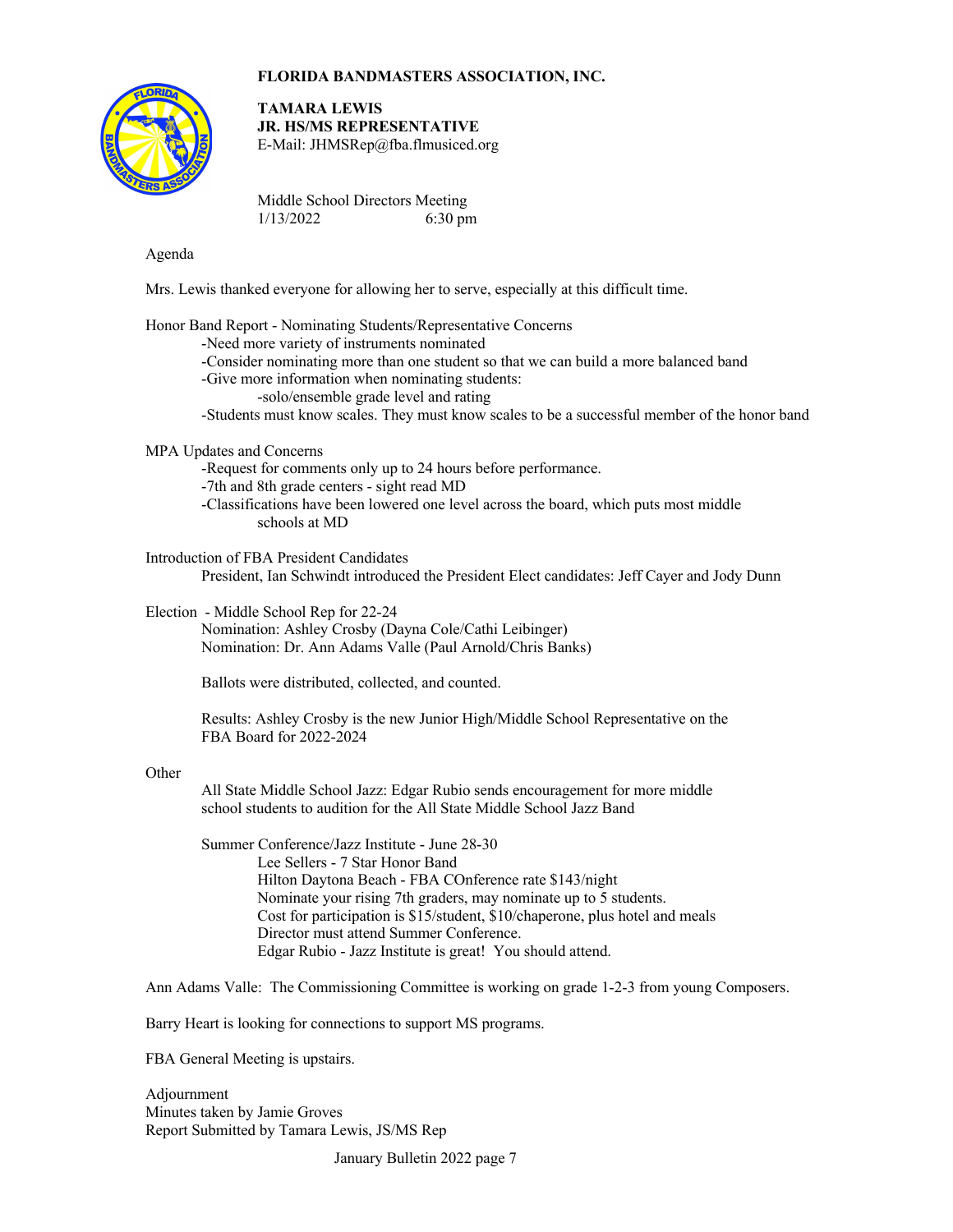**FLORIDA BANDMASTERS ASSOCIATION, INC.**

**TAMARA LEWIS**
**JR. HS/MS REPRESENTATIVE**
E-Mail: JHMSRep@fba.flmusiced.org

Middle School Directors Meeting
1/13/2022 6:30 pm

Agenda

Mrs. Lewis thanked everyone for allowing her to serve, especially at this difficult time.

Honor Band Report - Nominating Students/Representative Concerns

- -Need more variety of instruments nominated
- -Consider nominating more than one student so that we can build a more balanced band
- -Give more information when nominating students:
  - -solo/ensemble grade level and rating
- -Students must know scales. They must know scales to be a successful member of the honor band

MPA Updates and Concerns

- -Request for comments only up to 24 hours before performance.
- -7th and 8th grade centers - sight read MD
- -Classifications have been lowered one level across the board, which puts most middle schools at MD

Introduction of FBA President Candidates

President, Ian Schwindt introduced the President Elect candidates: Jeff Cayer and Jody Dunn

Election - Middle School Rep for 22-24

Nomination: Ashley Crosby (Dayna Cole/Cathi Leibinger)
Nomination: Dr. Ann Adams Valle (Paul Arnold/Chris Banks)

Ballots were distributed, collected, and counted.

Results: Ashley Crosby is the new Junior High/Middle School Representative on the FBA Board for 2022-2024

Other

All State Middle School Jazz: Edgar Rubio sends encouragement for more middle school students to audition for the All State Middle School Jazz Band

Summer Conference/Jazz Institute - June 28-30

- Lee Sellers - 7 Star Honor Band
- Hilton Daytona Beach - FBA COnference rate $143/night
- Nominate your rising 7th graders, may nominate up to 5 students.
- Cost for participation is $15/student, $10/chaperone, plus hotel and meals
- Director must attend Summer Conference.
- Edgar Rubio - Jazz Institute is great! You should attend.

Ann Adams Valle: The Commissioning Committee is working on grade 1-2-3 from young Composers.

Barry Heart is looking for connections to support MS programs.

FBA General Meeting is upstairs.

Adjournment
Minutes taken by Jamie Groves
Report Submitted by Tamara Lewis, JS/MS Rep